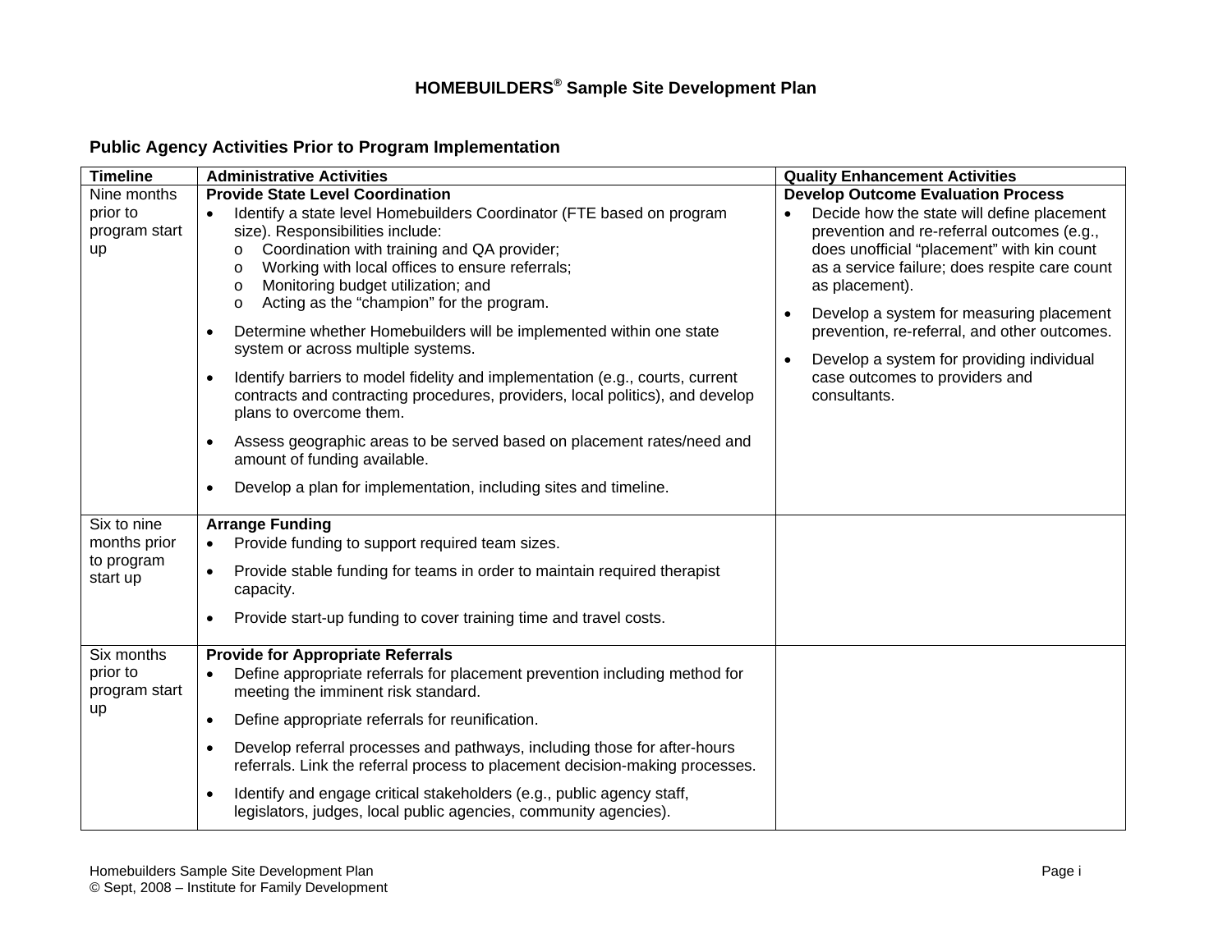# HOMEBUILDERS® Sample Site Development Plan

## Public Agency Activities Prior to Program Implementation

| Timeline | Administrative Activities | Quality Enhancement Activities |
|---|---|---|
| Nine months prior to program start up | **Provide State Level Coordination**<br>• Identify a state level Homebuilders Coordinator (FTE based on program size). Responsibilities include:<br>o Coordination with training and QA provider;<br>o Working with local offices to ensure referrals;<br>o Monitoring budget utilization; and<br>o Acting as the "champion" for the program.<br>• Determine whether Homebuilders will be implemented within one state system or across multiple systems.<br>• Identify barriers to model fidelity and implementation (e.g., courts, current contracts and contracting procedures, providers, local politics), and develop plans to overcome them.<br>• Assess geographic areas to be served based on placement rates/need and amount of funding available.<br>• Develop a plan for implementation, including sites and timeline. | **Develop Outcome Evaluation Process**<br>• Decide how the state will define placement prevention and re-referral outcomes (e.g., does unofficial "placement" with kin count as a service failure; does respite care count as placement).<br>• Develop a system for measuring placement prevention, re-referral, and other outcomes.<br>• Develop a system for providing individual case outcomes to providers and consultants. |
| Six to nine months prior to program start up | **Arrange Funding**<br>• Provide funding to support required team sizes.<br>• Provide stable funding for teams in order to maintain required therapist capacity.<br>• Provide start-up funding to cover training time and travel costs. | |
| Six months prior to program start up | **Provide for Appropriate Referrals**<br>• Define appropriate referrals for placement prevention including method for meeting the imminent risk standard.<br>• Define appropriate referrals for reunification.<br>• Develop referral processes and pathways, including those for after-hours referrals. Link the referral process to placement decision-making processes.<br>• Identify and engage critical stakeholders (e.g., public agency staff, legislators, judges, local public agencies, community agencies). | |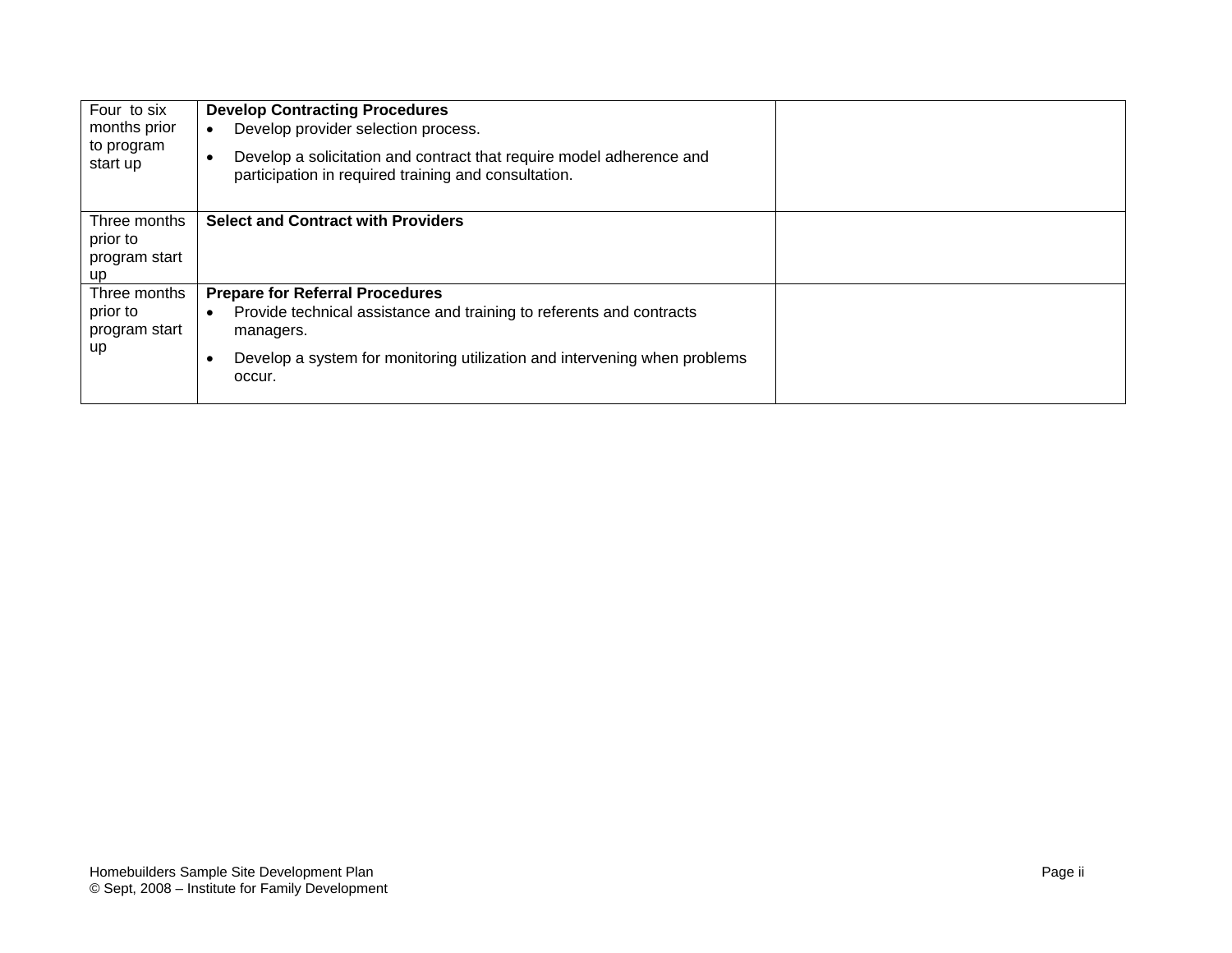| | | |
|---|---|---|
| Four to six months prior to program start up | **Develop Contracting Procedures**<br>• Develop provider selection process.<br>• Develop a solicitation and contract that require model adherence and participation in required training and consultation. | |
| Three months prior to program start up | **Select and Contract with Providers** | |
| Three months prior to program start up | **Prepare for Referral Procedures**<br>• Provide technical assistance and training to referents and contracts managers.<br>• Develop a system for monitoring utilization and intervening when problems occur. | |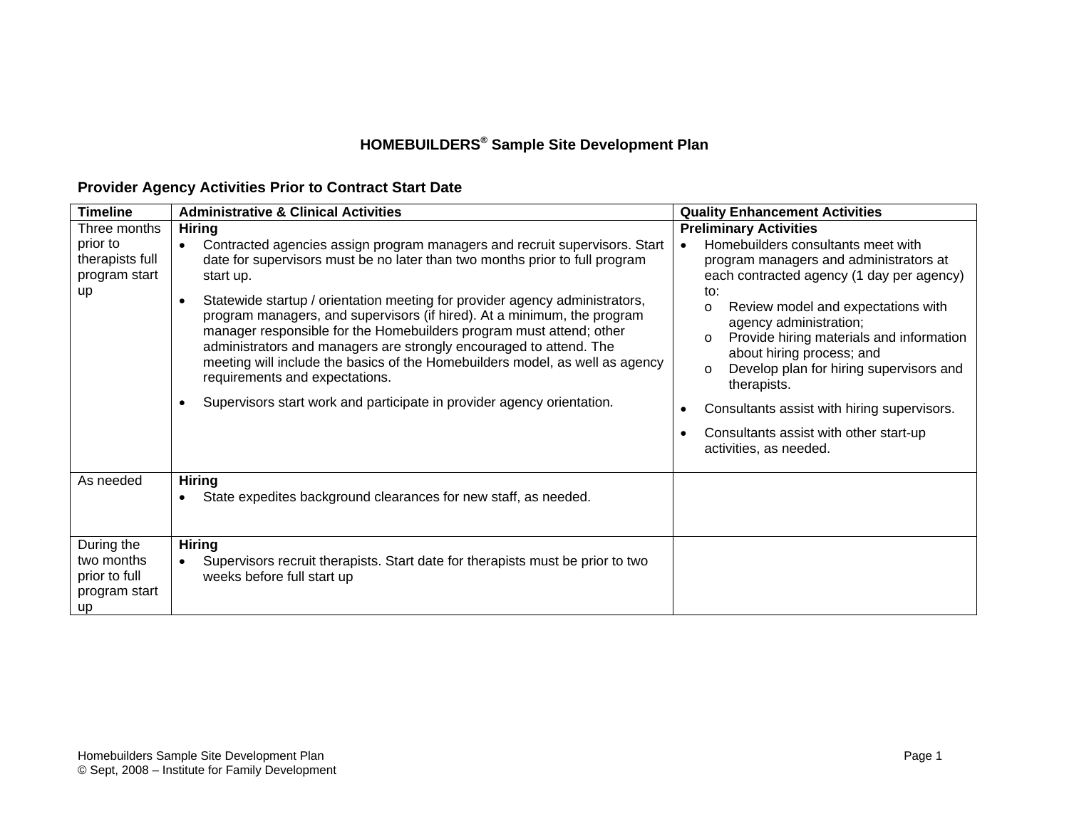# HOMEBUILDERS® Sample Site Development Plan

## Provider Agency Activities Prior to Contract Start Date

| Timeline | Administrative & Clinical Activities | Quality Enhancement Activities |
|---|---|---|
| Three months prior to therapists full program start up | **Hiring**<br>• Contracted agencies assign program managers and recruit supervisors. Start date for supervisors must be no later than two months prior to full program start up.<br>• Statewide startup / orientation meeting for provider agency administrators, program managers, and supervisors (if hired). At a minimum, the program manager responsible for the Homebuilders program must attend; other administrators and managers are strongly encouraged to attend. The meeting will include the basics of the Homebuilders model, as well as agency requirements and expectations.<br>• Supervisors start work and participate in provider agency orientation. | **Preliminary Activities**<br>• Homebuilders consultants meet with program managers and administrators at each contracted agency (1 day per agency) to:<br>&nbsp;&nbsp;o Review model and expectations with agency administration;<br>&nbsp;&nbsp;o Provide hiring materials and information about hiring process; and<br>&nbsp;&nbsp;o Develop plan for hiring supervisors and therapists.<br>• Consultants assist with hiring supervisors.<br>• Consultants assist with other start-up activities, as needed. |
| As needed | **Hiring**<br>• State expedites background clearances for new staff, as needed. | |
| During the two months prior to full program start up | **Hiring**<br>• Supervisors recruit therapists. Start date for therapists must be prior to two weeks before full start up | |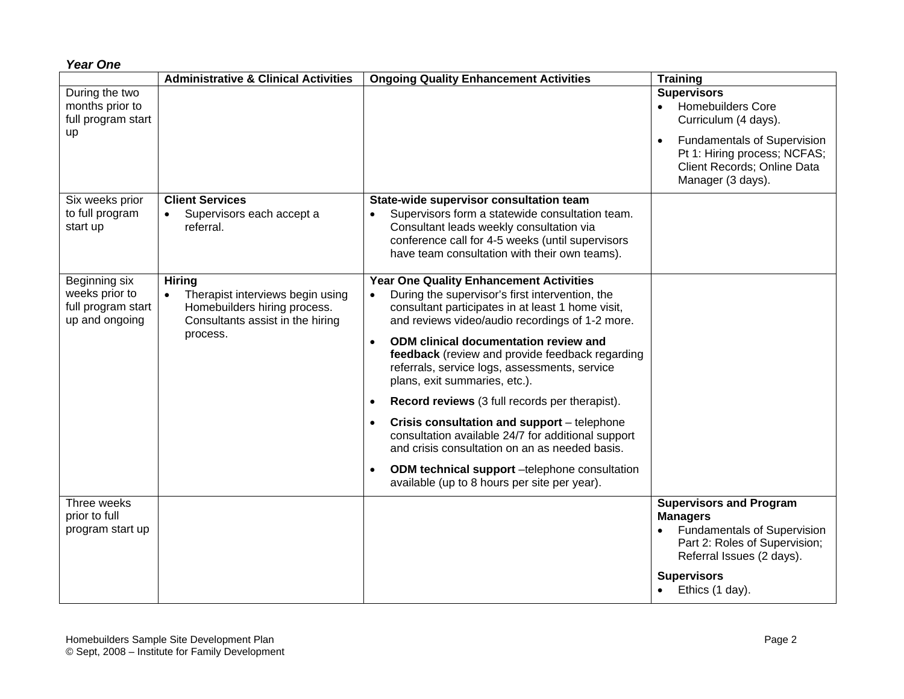***Year One***

| | Administrative & Clinical Activities | Ongoing Quality Enhancement Activities | Training |
|---|---|---|---|
| During the two months prior to full program start up | | | **Supervisors**<br>• Homebuilders Core Curriculum (4 days).<br>• Fundamentals of Supervision Pt 1: Hiring process; NCFAS; Client Records; Online Data Manager (3 days). |
| Six weeks prior to full program start up | **Client Services**<br>• Supervisors each accept a referral. | **State-wide supervisor consultation team**<br>• Supervisors form a statewide consultation team. Consultant leads weekly consultation via conference call for 4-5 weeks (until supervisors have team consultation with their own teams). | |
| Beginning six weeks prior to full program start up and ongoing | **Hiring**<br>• Therapist interviews begin using Homebuilders hiring process. Consultants assist in the hiring process. | **Year One Quality Enhancement Activities**<br>• During the supervisor's first intervention, the consultant participates in at least 1 home visit, and reviews video/audio recordings of 1-2 more.<br>• **ODM clinical documentation review and feedback** (review and provide feedback regarding referrals, service logs, assessments, service plans, exit summaries, etc.).<br>• **Record reviews** (3 full records per therapist).<br>• **Crisis consultation and support** – telephone consultation available 24/7 for additional support and crisis consultation on an as needed basis.<br>• **ODM technical support** –telephone consultation available (up to 8 hours per site per year). | |
| Three weeks prior to full program start up | | | **Supervisors and Program Managers**<br>• Fundamentals of Supervision Part 2: Roles of Supervision; Referral Issues (2 days).<br>**Supervisors**<br>• Ethics (1 day). |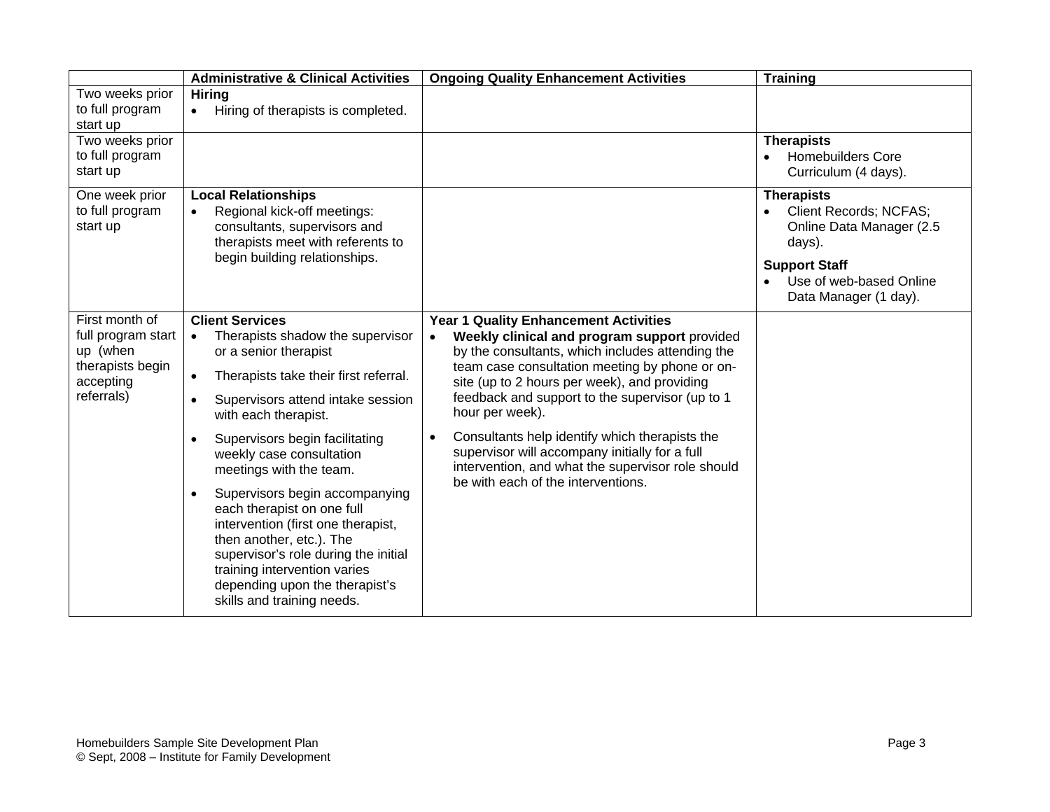| | **Administrative & Clinical Activities** | **Ongoing Quality Enhancement Activities** | **Training** |
|---|---|---|---|
| Two weeks prior to full program start up | **Hiring**<br>• Hiring of therapists is completed. | | |
| Two weeks prior to full program start up | | | **Therapists**<br>• Homebuilders Core Curriculum (4 days). |
| One week prior to full program start up | **Local Relationships**<br>• Regional kick-off meetings: consultants, supervisors and therapists meet with referents to begin building relationships. | | **Therapists**<br>• Client Records; NCFAS; Online Data Manager (2.5 days).<br>**Support Staff**<br>• Use of web-based Online Data Manager (1 day). |
| First month of full program start up (when therapists begin accepting referrals) | **Client Services**<br>• Therapists shadow the supervisor or a senior therapist<br>• Therapists take their first referral.<br>• Supervisors attend intake session with each therapist.<br>• Supervisors begin facilitating weekly case consultation meetings with the team.<br>• Supervisors begin accompanying each therapist on one full intervention (first one therapist, then another, etc.). The supervisor's role during the initial training intervention varies depending upon the therapist's skills and training needs. | **Year 1 Quality Enhancement Activities**<br>• **Weekly clinical and program support** provided by the consultants, which includes attending the team case consultation meeting by phone or on-site (up to 2 hours per week), and providing feedback and support to the supervisor (up to 1 hour per week).<br>• Consultants help identify which therapists the supervisor will accompany initially for a full intervention, and what the supervisor role should be with each of the interventions. | |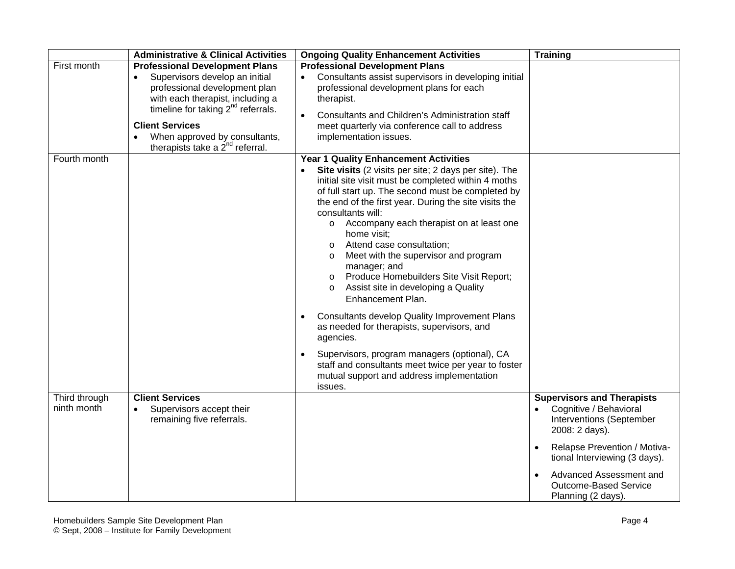| | Administrative & Clinical Activities | Ongoing Quality Enhancement Activities | Training |
|---|---|---|---|
| First month | **Professional Development Plans**<br>• Supervisors develop an initial professional development plan with each therapist, including a timeline for taking 2nd referrals.<br>**Client Services**<br>• When approved by consultants, therapists take a 2nd referral. | **Professional Development Plans**<br>• Consultants assist supervisors in developing initial professional development plans for each therapist.<br>• Consultants and Children's Administration staff meet quarterly via conference call to address implementation issues. | |
| Fourth month | | **Year 1 Quality Enhancement Activities**<br>• **Site visits** (2 visits per site; 2 days per site). The initial site visit must be completed within 4 moths of full start up. The second must be completed by the end of the first year. During the site visits the consultants will:<br>  o Accompany each therapist on at least one home visit;<br>  o Attend case consultation;<br>  o Meet with the supervisor and program manager; and<br>  o Produce Homebuilders Site Visit Report;<br>  o Assist site in developing a Quality Enhancement Plan.<br>• Consultants develop Quality Improvement Plans as needed for therapists, supervisors, and agencies.<br>• Supervisors, program managers (optional), CA staff and consultants meet twice per year to foster mutual support and address implementation issues. | |
| Third through ninth month | **Client Services**<br>• Supervisors accept their remaining five referrals. | | **Supervisors and Therapists**<br>• Cognitive / Behavioral Interventions (September 2008: 2 days).<br>• Relapse Prevention / Motivational Interviewing (3 days).<br>• Advanced Assessment and Outcome-Based Service Planning (2 days). |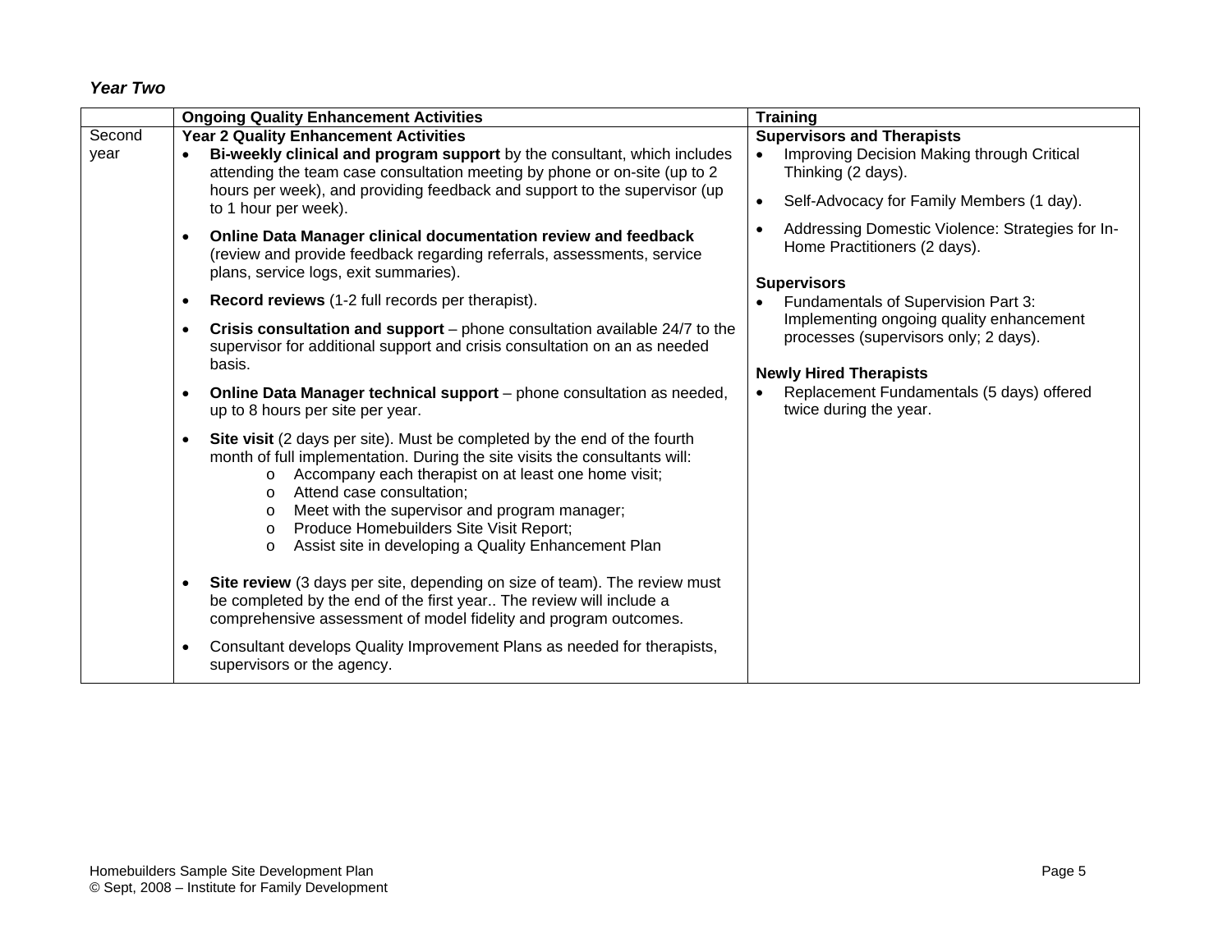### *Year Two*

| | Ongoing Quality Enhancement Activities | Training |
|---|---|---|
| Second year | **Year 2 Quality Enhancement Activities**<br>• **Bi-weekly clinical and program support** by the consultant, which includes attending the team case consultation meeting by phone or on-site (up to 2 hours per week), and providing feedback and support to the supervisor (up to 1 hour per week).<br>• **Online Data Manager clinical documentation review and feedback** (review and provide feedback regarding referrals, assessments, service plans, service logs, exit summaries).<br>• **Record reviews** (1-2 full records per therapist).<br>• **Crisis consultation and support** – phone consultation available 24/7 to the supervisor for additional support and crisis consultation on an as needed basis.<br>• **Online Data Manager technical support** – phone consultation as needed, up to 8 hours per site per year.<br>• **Site visit** (2 days per site). Must be completed by the end of the fourth month of full implementation. During the site visits the consultants will:<br>o Accompany each therapist on at least one home visit;<br>o Attend case consultation;<br>o Meet with the supervisor and program manager;<br>o Produce Homebuilders Site Visit Report;<br>o Assist site in developing a Quality Enhancement Plan<br>• **Site review** (3 days per site, depending on size of team). The review must be completed by the end of the first year.. The review will include a comprehensive assessment of model fidelity and program outcomes.<br>• Consultant develops Quality Improvement Plans as needed for therapists, supervisors or the agency. | **Supervisors and Therapists**<br>• Improving Decision Making through Critical Thinking (2 days).<br>• Self-Advocacy for Family Members (1 day).<br>• Addressing Domestic Violence: Strategies for In-Home Practitioners (2 days).<br><br>**Supervisors**<br>• Fundamentals of Supervision Part 3: Implementing ongoing quality enhancement processes (supervisors only; 2 days).<br><br>**Newly Hired Therapists**<br>• Replacement Fundamentals (5 days) offered twice during the year. |

Homebuilders Sample Site Development Plan
© Sept, 2008 – Institute for Family Development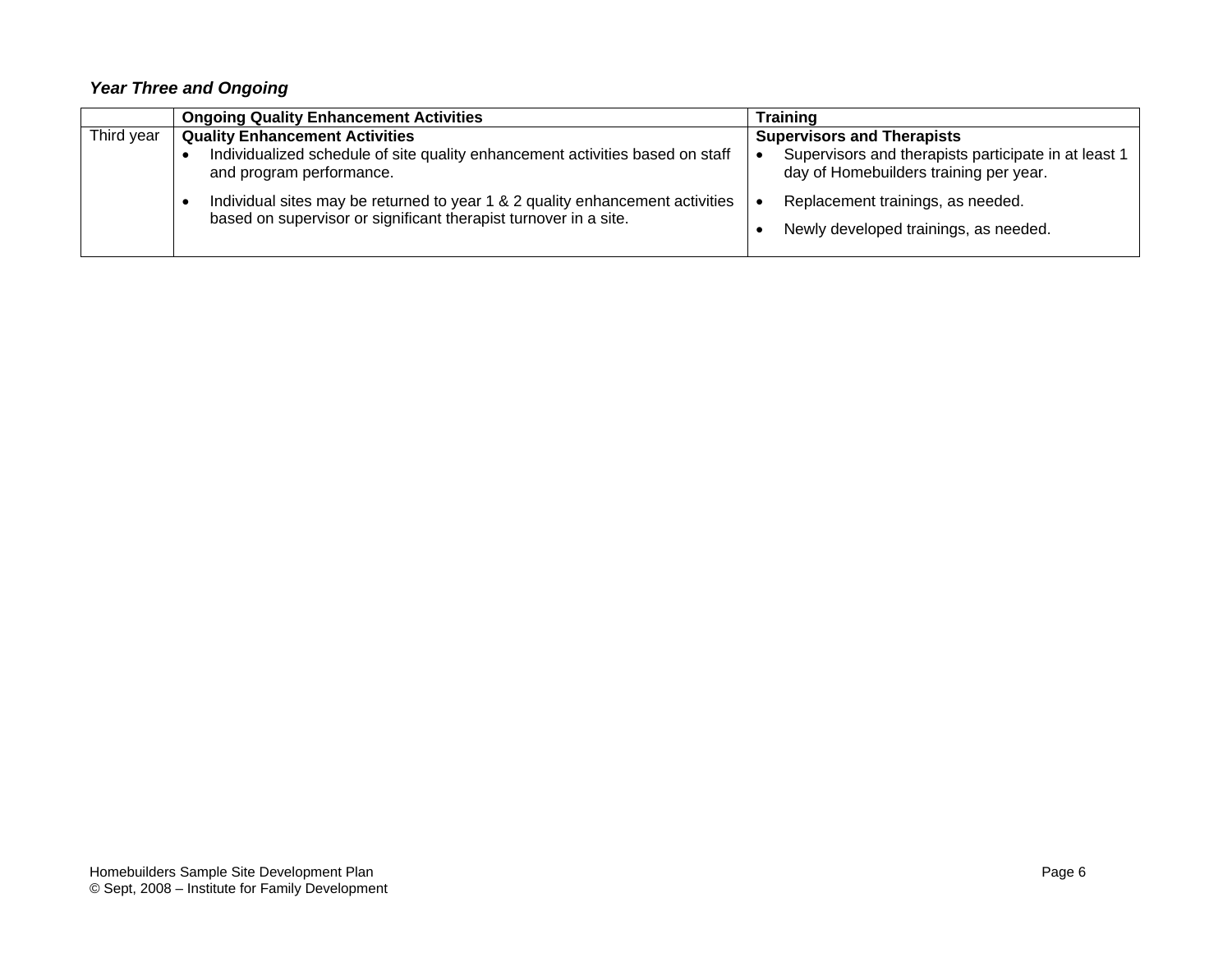***Year Three and Ongoing***

| | **Ongoing Quality Enhancement Activities** | **Training** |
|---|---|---|
| Third year | **Quality Enhancement Activities**<br>• Individualized schedule of site quality enhancement activities based on staff and program performance.<br>• Individual sites may be returned to year 1 & 2 quality enhancement activities based on supervisor or significant therapist turnover in a site. | **Supervisors and Therapists**<br>• Supervisors and therapists participate in at least 1 day of Homebuilders training per year.<br>• Replacement trainings, as needed.<br>• Newly developed trainings, as needed. |